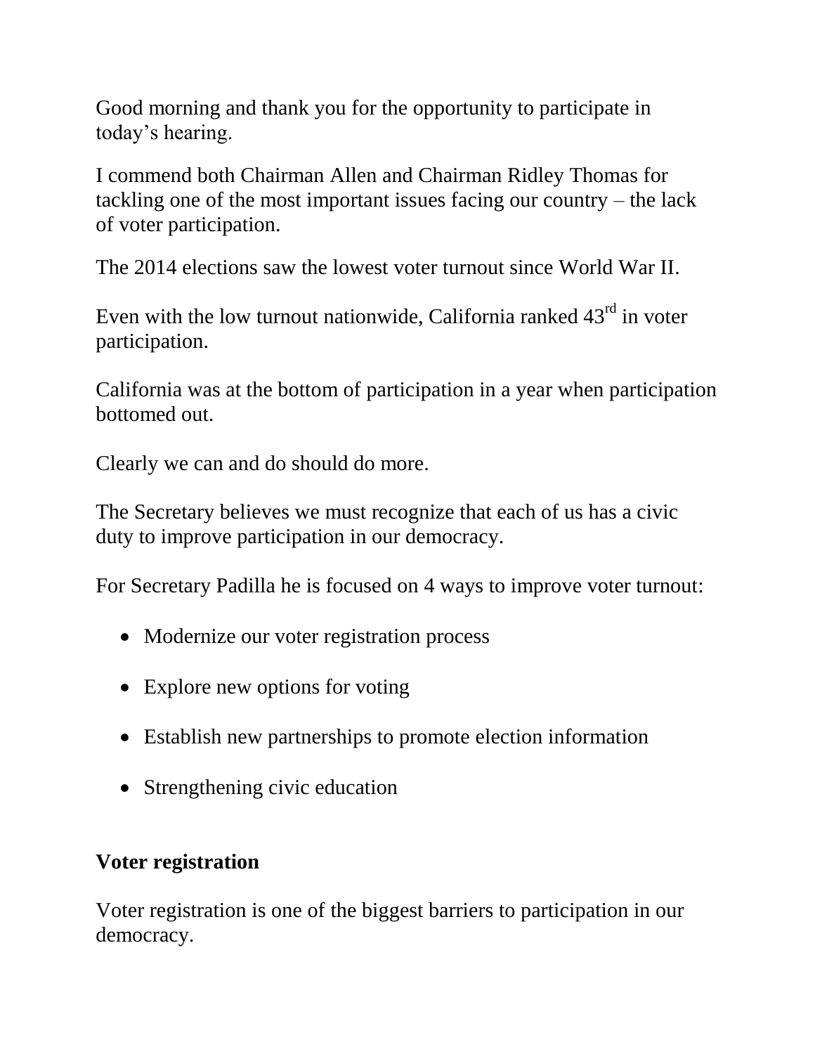Good morning and thank you for the opportunity to participate in today's hearing.

I commend both Chairman Allen and Chairman Ridley Thomas for tackling one of the most important issues facing our country – the lack of voter participation.

The 2014 elections saw the lowest voter turnout since World War II.

Even with the low turnout nationwide, California ranked 43rd in voter participation.

California was at the bottom of participation in a year when participation bottomed out.

Clearly we can and do should do more.

The Secretary believes we must recognize that each of us has a civic duty to improve participation in our democracy.

For Secretary Padilla he is focused on 4 ways to improve voter turnout:

- Modernize our voter registration process
- Explore new options for voting
- Establish new partnerships to promote election information
- Strengthening civic education

**Voter registration**

Voter registration is one of the biggest barriers to participation in our democracy.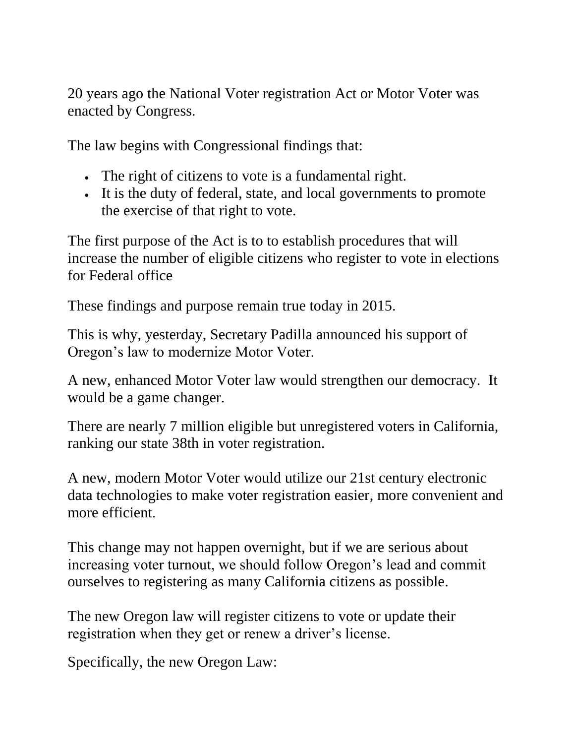20 years ago the National Voter registration Act or Motor Voter was enacted by Congress.

The law begins with Congressional findings that:

- The right of citizens to vote is a fundamental right.
- It is the duty of federal, state, and local governments to promote the exercise of that right to vote.

The first purpose of the Act is to to establish procedures that will increase the number of eligible citizens who register to vote in elections for Federal office

These findings and purpose remain true today in 2015.

This is why, yesterday, Secretary Padilla announced his support of Oregon's law to modernize Motor Voter.

A new, enhanced Motor Voter law would strengthen our democracy. It would be a game changer.

There are nearly 7 million eligible but unregistered voters in California, ranking our state 38th in voter registration.

A new, modern Motor Voter would utilize our 21st century electronic data technologies to make voter registration easier, more convenient and more efficient.

This change may not happen overnight, but if we are serious about increasing voter turnout, we should follow Oregon's lead and commit ourselves to registering as many California citizens as possible.

The new Oregon law will register citizens to vote or update their registration when they get or renew a driver's license.

Specifically, the new Oregon Law: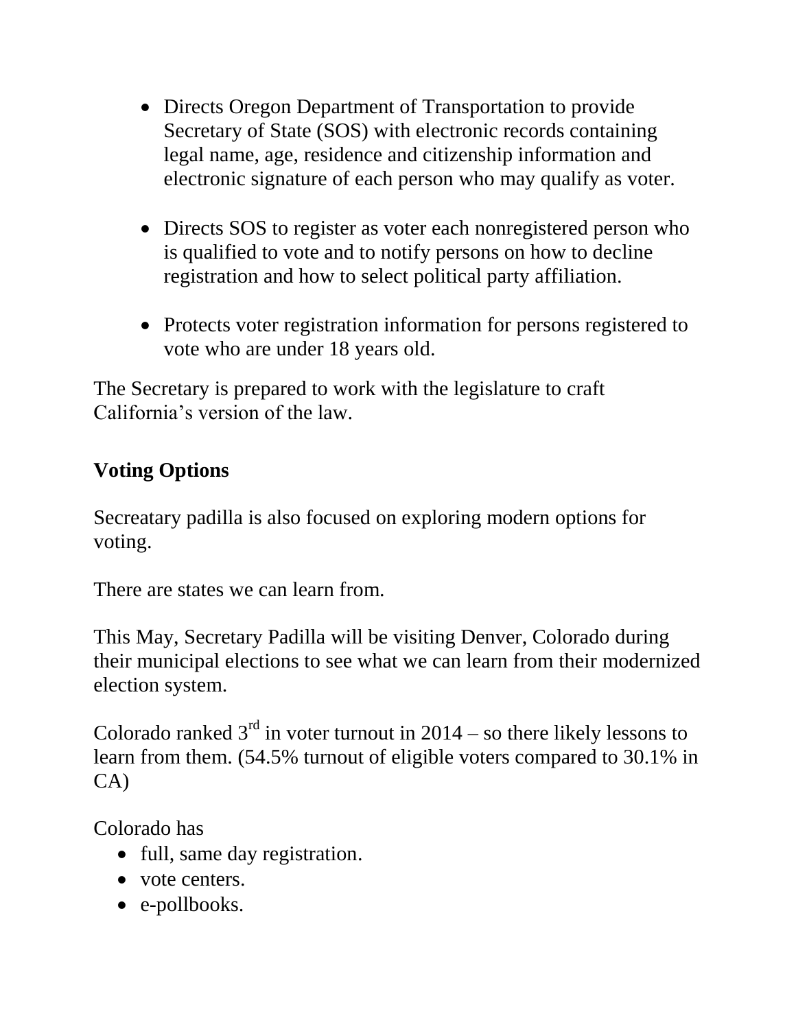- Directs Oregon Department of Transportation to provide Secretary of State (SOS) with electronic records containing legal name, age, residence and citizenship information and electronic signature of each person who may qualify as voter.

- Directs SOS to register as voter each nonregistered person who is qualified to vote and to notify persons on how to decline registration and how to select political party affiliation.

- Protects voter registration information for persons registered to vote who are under 18 years old.

The Secretary is prepared to work with the legislature to craft California's version of the law.

## Voting Options

Secreatary padilla is also focused on exploring modern options for voting.

There are states we can learn from.

This May, Secretary Padilla will be visiting Denver, Colorado during their municipal elections to see what we can learn from their modernized election system.

Colorado ranked 3rd in voter turnout in 2014 – so there likely lessons to learn from them. (54.5% turnout of eligible voters compared to 30.1% in CA)

Colorado has

- full, same day registration.
- vote centers.
- e-pollbooks.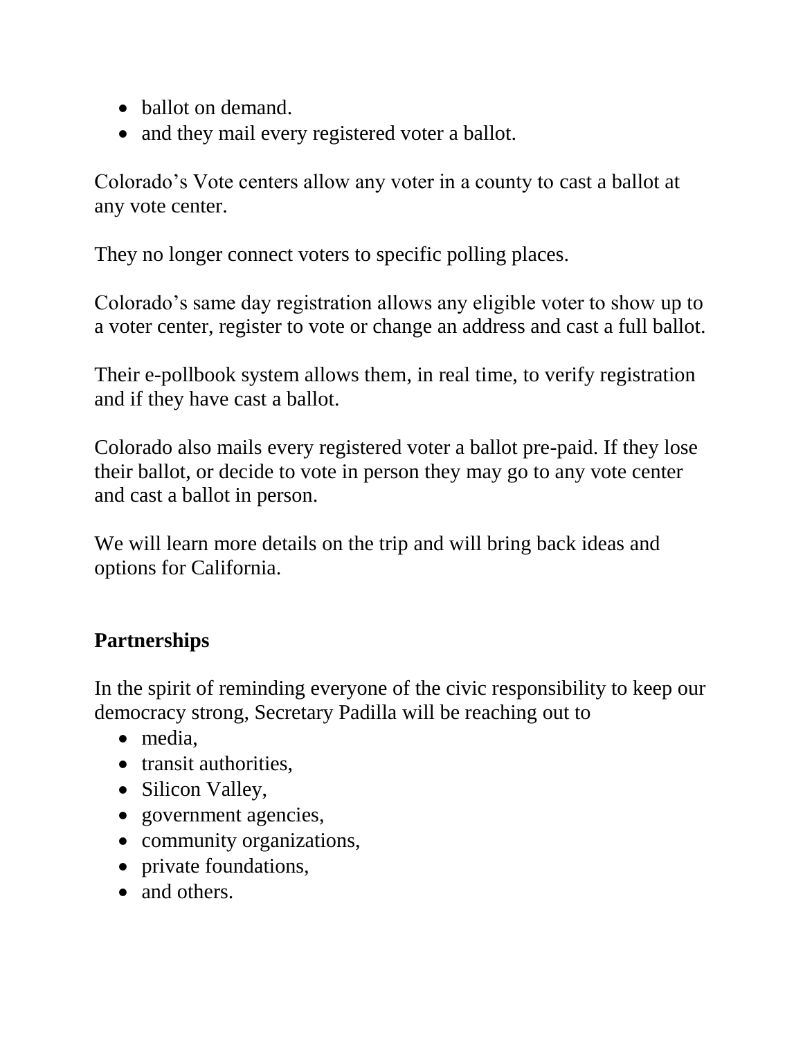- ballot on demand.
- and they mail every registered voter a ballot.

Colorado's Vote centers allow any voter in a county to cast a ballot at any vote center.

They no longer connect voters to specific polling places.

Colorado's same day registration allows any eligible voter to show up to a voter center, register to vote or change an address and cast a full ballot.

Their e-pollbook system allows them, in real time, to verify registration and if they have cast a ballot.

Colorado also mails every registered voter a ballot pre-paid. If they lose their ballot, or decide to vote in person they may go to any vote center and cast a ballot in person.

We will learn more details on the trip and will bring back ideas and options for California.

**Partnerships**

In the spirit of reminding everyone of the civic responsibility to keep our democracy strong, Secretary Padilla will be reaching out to

- media,
- transit authorities,
- Silicon Valley,
- government agencies,
- community organizations,
- private foundations,
- and others.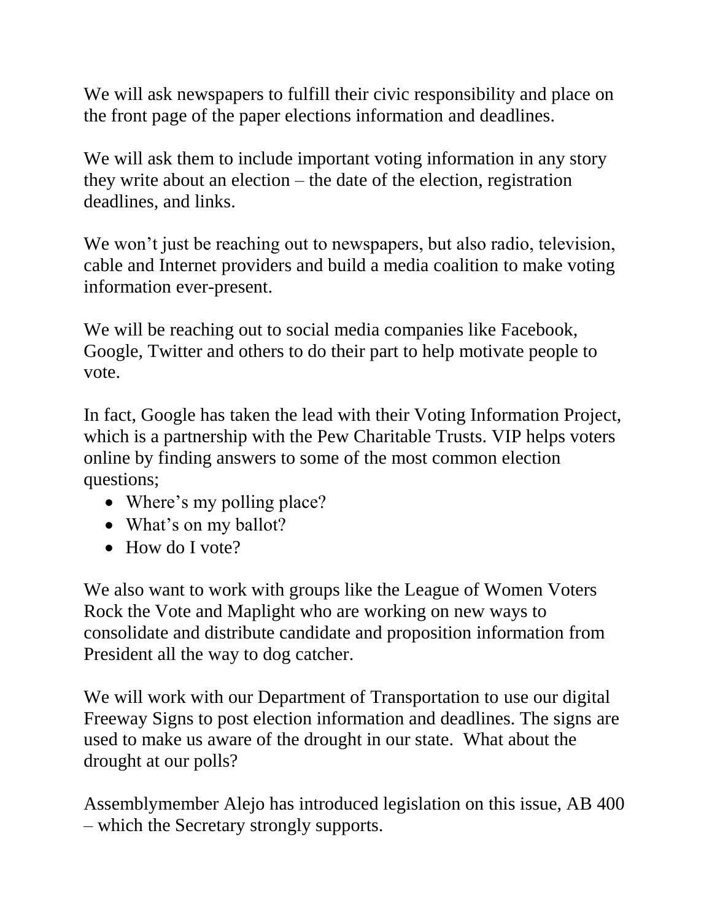We will ask newspapers to fulfill their civic responsibility and place on the front page of the paper elections information and deadlines.

We will ask them to include important voting information in any story they write about an election – the date of the election, registration deadlines, and links.

We won't just be reaching out to newspapers, but also radio, television, cable and Internet providers and build a media coalition to make voting information ever-present.

We will be reaching out to social media companies like Facebook, Google, Twitter and others to do their part to help motivate people to vote.

In fact, Google has taken the lead with their Voting Information Project, which is a partnership with the Pew Charitable Trusts. VIP helps voters online by finding answers to some of the most common election questions;

- Where's my polling place?
- What's on my ballot?
- How do I vote?

We also want to work with groups like the League of Women Voters Rock the Vote and Maplight who are working on new ways to consolidate and distribute candidate and proposition information from President all the way to dog catcher.

We will work with our Department of Transportation to use our digital Freeway Signs to post election information and deadlines. The signs are used to make us aware of the drought in our state. What about the drought at our polls?

Assemblymember Alejo has introduced legislation on this issue, AB 400 – which the Secretary strongly supports.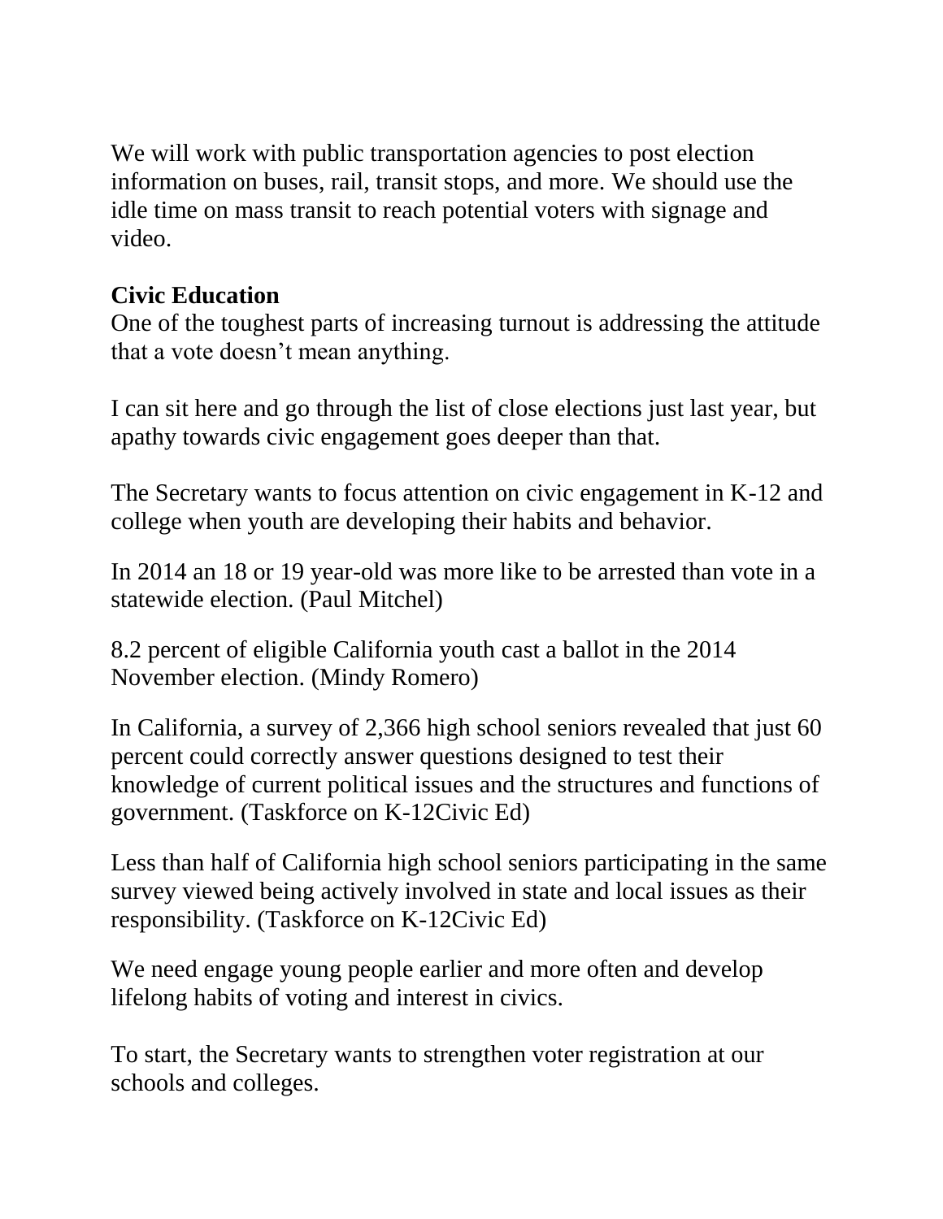We will work with public transportation agencies to post election information on buses, rail, transit stops, and more. We should use the idle time on mass transit to reach potential voters with signage and video.

**Civic Education**
One of the toughest parts of increasing turnout is addressing the attitude that a vote doesn't mean anything.

I can sit here and go through the list of close elections just last year, but apathy towards civic engagement goes deeper than that.

The Secretary wants to focus attention on civic engagement in K-12 and college when youth are developing their habits and behavior.

In 2014 an 18 or 19 year-old was more like to be arrested than vote in a statewide election. (Paul Mitchel)

8.2 percent of eligible California youth cast a ballot in the 2014 November election. (Mindy Romero)

In California, a survey of 2,366 high school seniors revealed that just 60 percent could correctly answer questions designed to test their knowledge of current political issues and the structures and functions of government. (Taskforce on K-12Civic Ed)

Less than half of California high school seniors participating in the same survey viewed being actively involved in state and local issues as their responsibility. (Taskforce on K-12Civic Ed)

We need engage young people earlier and more often and develop lifelong habits of voting and interest in civics.

To start, the Secretary wants to strengthen voter registration at our schools and colleges.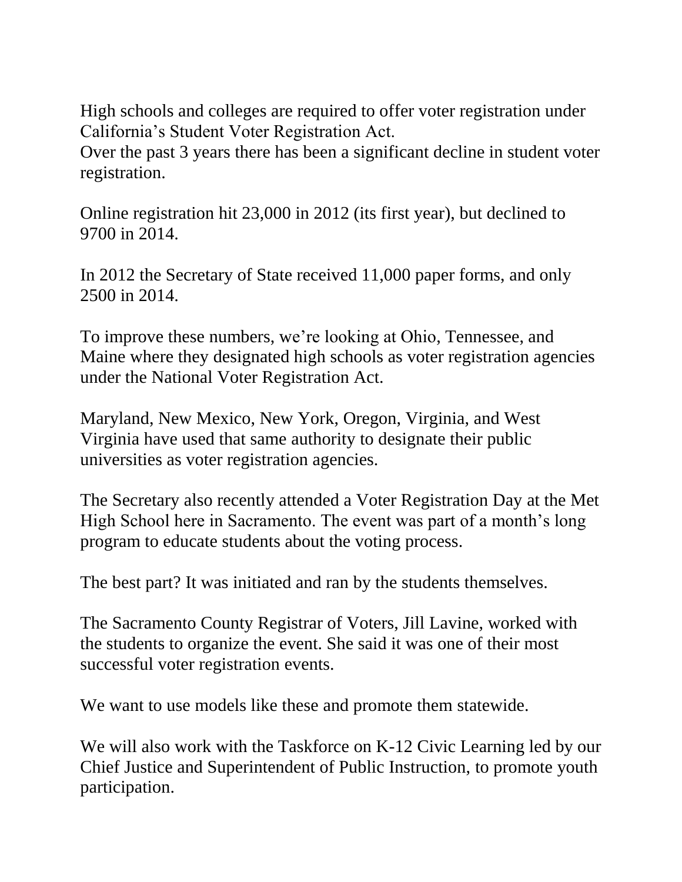High schools and colleges are required to offer voter registration under California's Student Voter Registration Act.
Over the past 3 years there has been a significant decline in student voter registration.

Online registration hit 23,000 in 2012 (its first year), but declined to 9700 in 2014.

In 2012 the Secretary of State received 11,000 paper forms, and only 2500 in 2014.

To improve these numbers, we're looking at Ohio, Tennessee, and Maine where they designated high schools as voter registration agencies under the National Voter Registration Act.

Maryland, New Mexico, New York, Oregon, Virginia, and West Virginia have used that same authority to designate their public universities as voter registration agencies.

The Secretary also recently attended a Voter Registration Day at the Met High School here in Sacramento. The event was part of a month's long program to educate students about the voting process.

The best part? It was initiated and ran by the students themselves.

The Sacramento County Registrar of Voters, Jill Lavine, worked with the students to organize the event. She said it was one of their most successful voter registration events.

We want to use models like these and promote them statewide.

We will also work with the Taskforce on K-12 Civic Learning led by our Chief Justice and Superintendent of Public Instruction, to promote youth participation.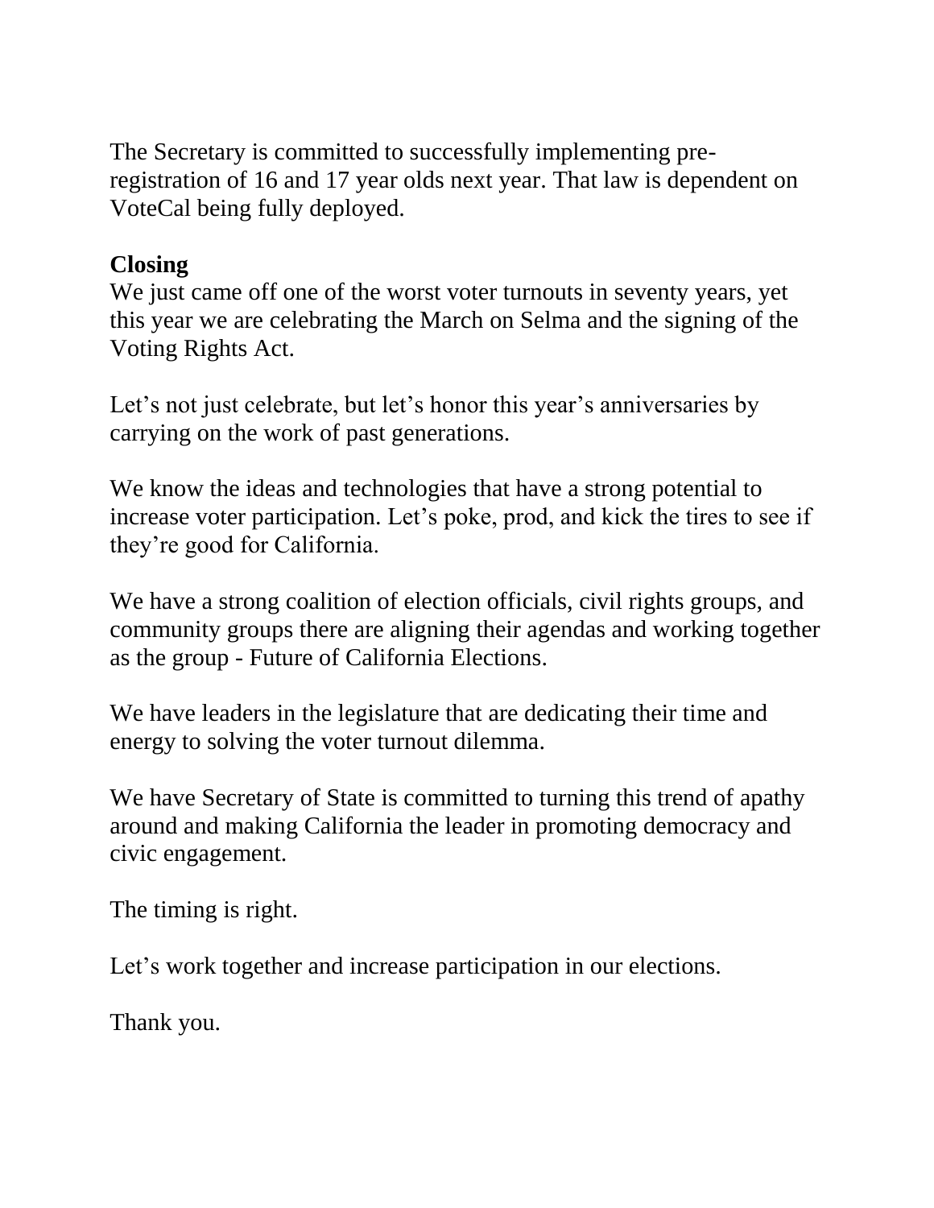The Secretary is committed to successfully implementing pre-registration of 16 and 17 year olds next year. That law is dependent on VoteCal being fully deployed.

**Closing**

We just came off one of the worst voter turnouts in seventy years, yet this year we are celebrating the March on Selma and the signing of the Voting Rights Act.

Let's not just celebrate, but let's honor this year's anniversaries by carrying on the work of past generations.

We know the ideas and technologies that have a strong potential to increase voter participation. Let's poke, prod, and kick the tires to see if they're good for California.

We have a strong coalition of election officials, civil rights groups, and community groups there are aligning their agendas and working together as the group - Future of California Elections.

We have leaders in the legislature that are dedicating their time and energy to solving the voter turnout dilemma.

We have Secretary of State is committed to turning this trend of apathy around and making California the leader in promoting democracy and civic engagement.

The timing is right.

Let's work together and increase participation in our elections.

Thank you.